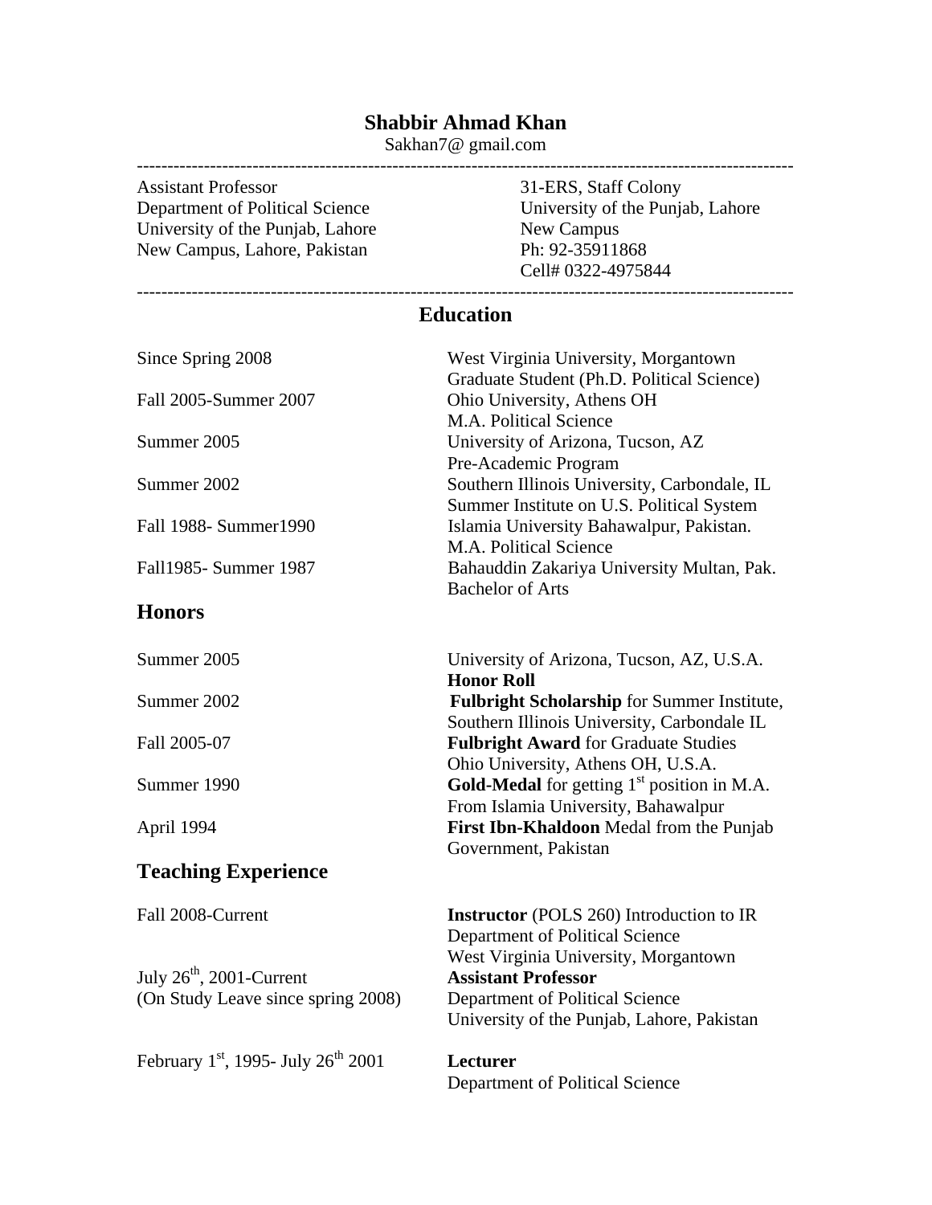# Shabbir Ahmad Khan

Sakhan7@ gmail.com

---

| | |
|---|---|
| Assistant Professor | 31-ERS, Staff Colony |
| Department of Political Science | University of the Punjab, Lahore |
| University of the Punjab, Lahore | New Campus |
| New Campus, Lahore, Pakistan | Ph: 92-35911868 |
| | Cell# 0322-4975844 |

---

## Education

| | |
|---|---|
| Since Spring 2008 | West Virginia University, Morgantown<br>Graduate Student (Ph.D. Political Science) |
| Fall 2005-Summer 2007 | Ohio University, Athens OH<br>M.A. Political Science |
| Summer 2005 | University of Arizona, Tucson, AZ<br>Pre-Academic Program |
| Summer 2002 | Southern Illinois University, Carbondale, IL<br>Summer Institute on U.S. Political System |
| Fall 1988- Summer1990 | Islamia University Bahawalpur, Pakistan.<br>M.A. Political Science |
| Fall1985- Summer 1987 | Bahauddin Zakariya University Multan, Pak.<br>Bachelor of Arts |

## Honors

| | |
|---|---|
| Summer 2005 | University of Arizona, Tucson, AZ, U.S.A.<br>**Honor Roll** |
| Summer 2002 | **Fulbright Scholarship** for Summer Institute,<br>Southern Illinois University, Carbondale IL |
| Fall 2005-07 | **Fulbright Award** for Graduate Studies<br>Ohio University, Athens OH, U.S.A. |
| Summer 1990 | **Gold-Medal** for getting 1st position in M.A.<br>From Islamia University, Bahawalpur |
| April 1994 | **First Ibn-Khaldoon** Medal from the Punjab<br>Government, Pakistan |

## Teaching Experience

| | |
|---|---|
| Fall 2008-Current | **Instructor** (POLS 260) Introduction to IR<br>Department of Political Science<br>West Virginia University, Morgantown |
| July 26th, 2001-Current<br>(On Study Leave since spring 2008) | **Assistant Professor**<br>Department of Political Science<br>University of the Punjab, Lahore, Pakistan |
| February 1st, 1995- July 26th 2001 | **Lecturer**<br>Department of Political Science |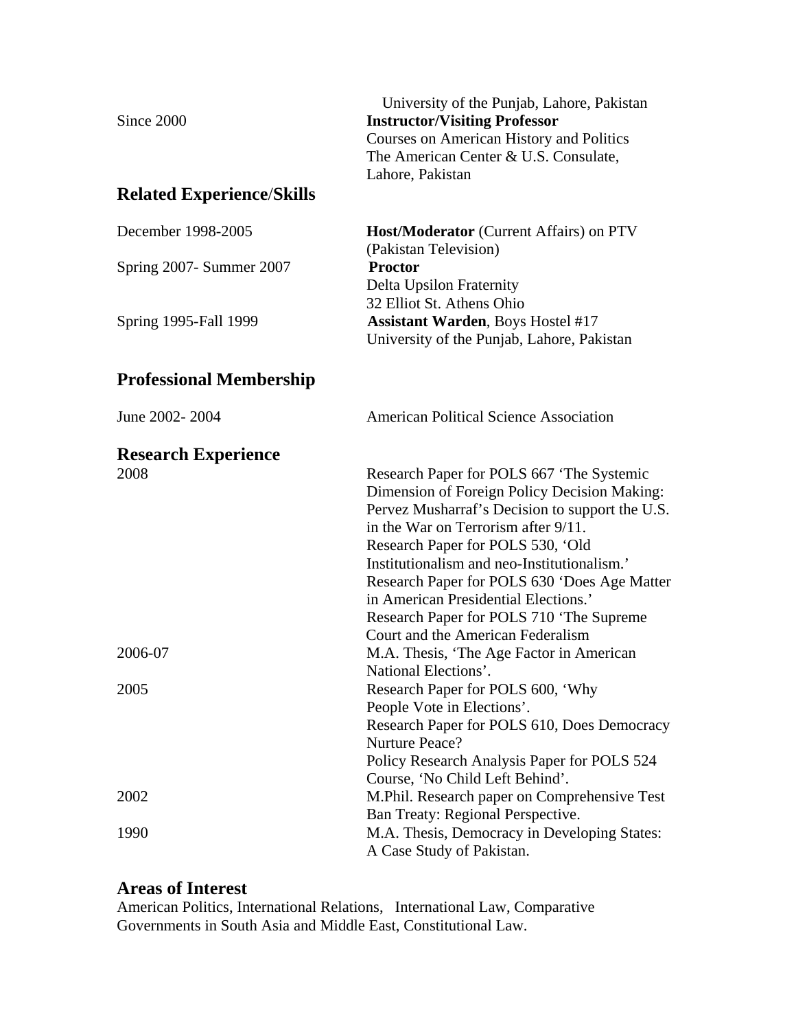| | |
|---|---|
| | University of the Punjab, Lahore, Pakistan |
| Since 2000 | **Instructor/Visiting Professor**<br>Courses on American History and Politics<br>The American Center & U.S. Consulate, Lahore, Pakistan |

## Related Experience/Skills

| | |
|---|---|
| December 1998-2005 | **Host/Moderator** (Current Affairs) on PTV (Pakistan Television) |
| Spring 2007- Summer 2007 | **Proctor**<br>Delta Upsilon Fraternity<br>32 Elliot St. Athens Ohio |
| Spring 1995-Fall 1999 | **Assistant Warden**, Boys Hostel #17<br>University of the Punjab, Lahore, Pakistan |

## Professional Membership

| | |
|---|---|
| June 2002- 2004 | American Political Science Association |

## Research Experience

| | |
|---|---|
| 2008 | Research Paper for POLS 667 'The Systemic Dimension of Foreign Policy Decision Making: Pervez Musharraf's Decision to support the U.S. in the War on Terrorism after 9/11.<br>Research Paper for POLS 530, 'Old Institutionalism and neo-Institutionalism.'<br>Research Paper for POLS 630 'Does Age Matter in American Presidential Elections.'<br>Research Paper for POLS 710 'The Supreme Court and the American Federalism |
| 2006-07 | M.A. Thesis, 'The Age Factor in American National Elections'. |
| 2005 | Research Paper for POLS 600, 'Why People Vote in Elections'.<br>Research Paper for POLS 610, Does Democracy Nurture Peace?<br>Policy Research Analysis Paper for POLS 524 Course, 'No Child Left Behind'. |
| 2002 | M.Phil. Research paper on Comprehensive Test Ban Treaty: Regional Perspective. |
| 1990 | M.A. Thesis, Democracy in Developing States: A Case Study of Pakistan. |

## Areas of Interest

American Politics, International Relations, International Law, Comparative Governments in South Asia and Middle East, Constitutional Law.